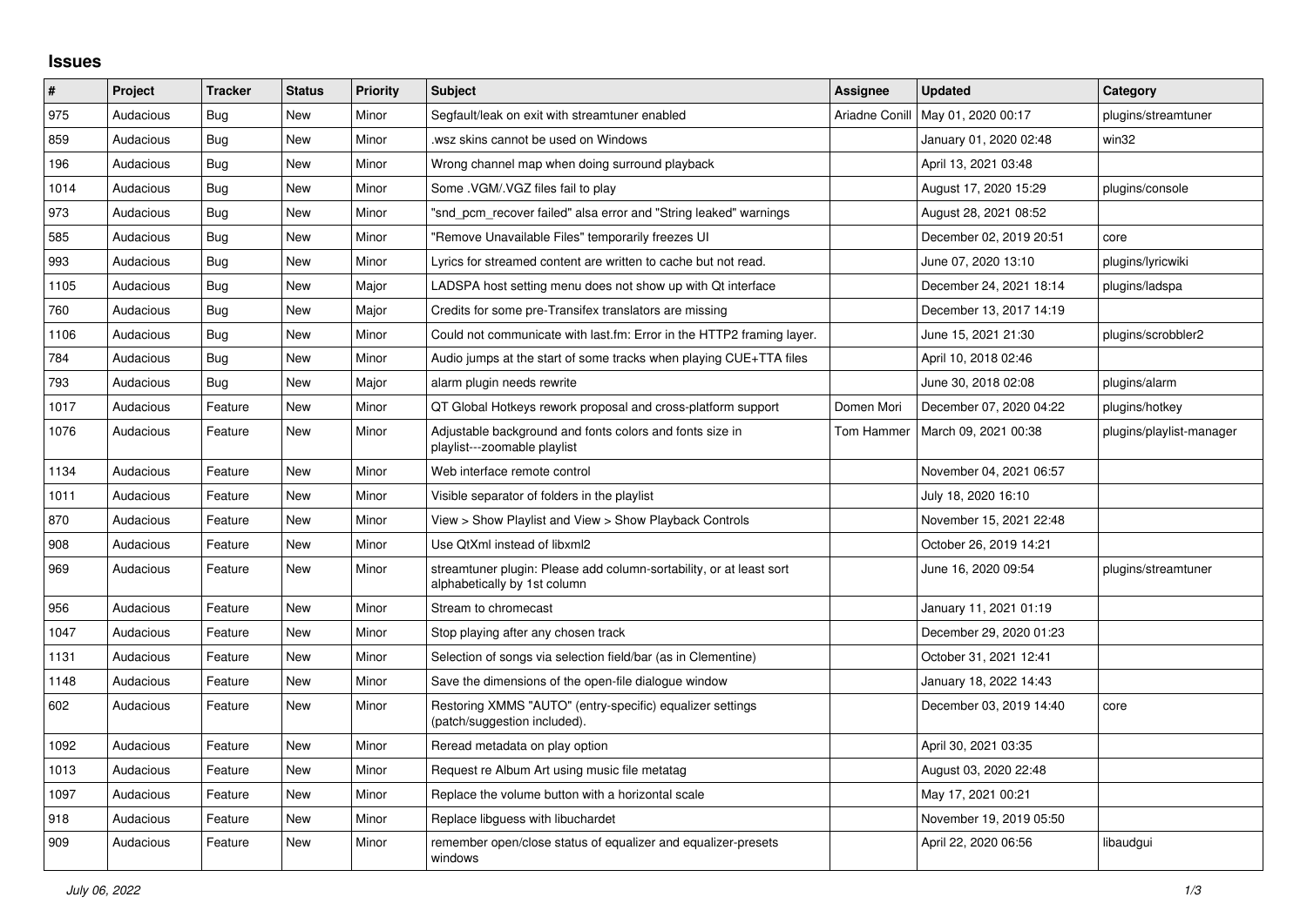# Issues

| # | Project | Tracker | Status | Priority | Subject | Assignee | Updated | Category |
|---|---|---|---|---|---|---|---|---|
| 975 | Audacious | Bug | New | Minor | Segfault/leak on exit with streamtuner enabled | Ariadne Conill | May 01, 2020 00:17 | plugins/streamtuner |
| 859 | Audacious | Bug | New | Minor | .wsz skins cannot be used on Windows | | January 01, 2020 02:48 | win32 |
| 196 | Audacious | Bug | New | Minor | Wrong channel map when doing surround playback | | April 13, 2021 03:48 | |
| 1014 | Audacious | Bug | New | Minor | Some .VGM/.VGZ files fail to play | | August 17, 2020 15:29 | plugins/console |
| 973 | Audacious | Bug | New | Minor | "snd_pcm_recover failed" alsa error and "String leaked" warnings | | August 28, 2021 08:52 | |
| 585 | Audacious | Bug | New | Minor | "Remove Unavailable Files" temporarily freezes UI | | December 02, 2019 20:51 | core |
| 993 | Audacious | Bug | New | Minor | Lyrics for streamed content are written to cache but not read. | | June 07, 2020 13:10 | plugins/lyricwiki |
| 1105 | Audacious | Bug | New | Major | LADSPA host setting menu does not show up with Qt interface | | December 24, 2021 18:14 | plugins/ladspa |
| 760 | Audacious | Bug | New | Major | Credits for some pre-Transifex translators are missing | | December 13, 2017 14:19 | |
| 1106 | Audacious | Bug | New | Minor | Could not communicate with last.fm: Error in the HTTP2 framing layer. | | June 15, 2021 21:30 | plugins/scrobbler2 |
| 784 | Audacious | Bug | New | Minor | Audio jumps at the start of some tracks when playing CUE+TTA files | | April 10, 2018 02:46 | |
| 793 | Audacious | Bug | New | Major | alarm plugin needs rewrite | | June 30, 2018 02:08 | plugins/alarm |
| 1017 | Audacious | Feature | New | Minor | QT Global Hotkeys rework proposal and cross-platform support | Domen Mori | December 07, 2020 04:22 | plugins/hotkey |
| 1076 | Audacious | Feature | New | Minor | Adjustable background and fonts colors and fonts size in playlist---zoomable playlist | Tom Hammer | March 09, 2021 00:38 | plugins/playlist-manager |
| 1134 | Audacious | Feature | New | Minor | Web interface remote control | | November 04, 2021 06:57 | |
| 1011 | Audacious | Feature | New | Minor | Visible separator of folders in the playlist | | July 18, 2020 16:10 | |
| 870 | Audacious | Feature | New | Minor | View > Show Playlist and View > Show Playback Controls | | November 15, 2021 22:48 | |
| 908 | Audacious | Feature | New | Minor | Use QtXml instead of libxml2 | | October 26, 2019 14:21 | |
| 969 | Audacious | Feature | New | Minor | streamtuner plugin: Please add column-sortability, or at least sort alphabetically by 1st column | | June 16, 2020 09:54 | plugins/streamtuner |
| 956 | Audacious | Feature | New | Minor | Stream to chromecast | | January 11, 2021 01:19 | |
| 1047 | Audacious | Feature | New | Minor | Stop playing after any chosen track | | December 29, 2020 01:23 | |
| 1131 | Audacious | Feature | New | Minor | Selection of songs via selection field/bar (as in Clementine) | | October 31, 2021 12:41 | |
| 1148 | Audacious | Feature | New | Minor | Save the dimensions of the open-file dialogue window | | January 18, 2022 14:43 | |
| 602 | Audacious | Feature | New | Minor | Restoring XMMS "AUTO" (entry-specific) equalizer settings (patch/suggestion included). | | December 03, 2019 14:40 | core |
| 1092 | Audacious | Feature | New | Minor | Reread metadata on play option | | April 30, 2021 03:35 | |
| 1013 | Audacious | Feature | New | Minor | Request re Album Art using music file metatag | | August 03, 2020 22:48 | |
| 1097 | Audacious | Feature | New | Minor | Replace the volume button with a horizontal scale | | May 17, 2021 00:21 | |
| 918 | Audacious | Feature | New | Minor | Replace libguess with libuchardet | | November 19, 2019 05:50 | |
| 909 | Audacious | Feature | New | Minor | remember open/close status of equalizer and equalizer-presets windows | | April 22, 2020 06:56 | libaudgui |

*July 06, 2022*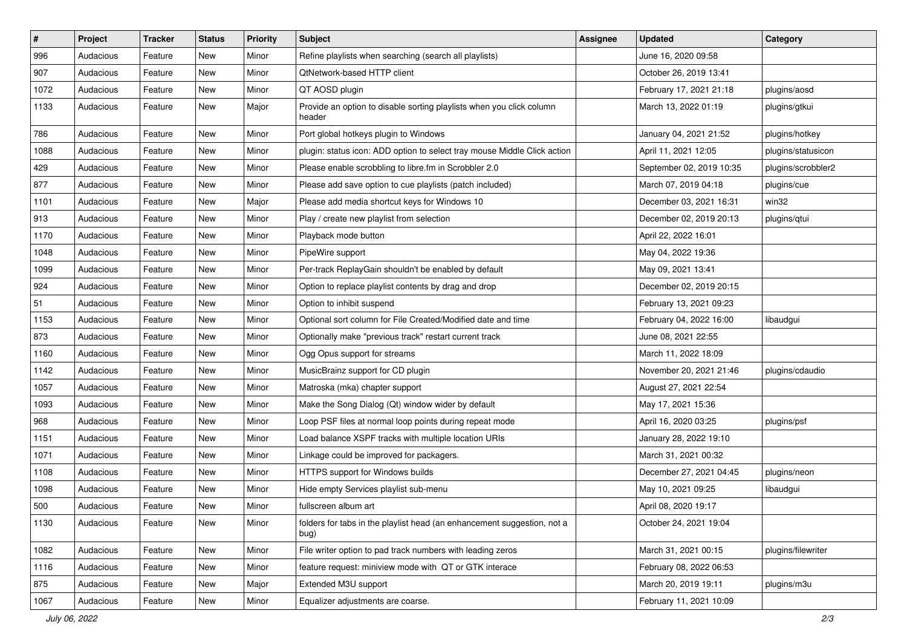| # | Project | Tracker | Status | Priority | Subject | Assignee | Updated | Category |
|---|---|---|---|---|---|---|---|---|
| 996 | Audacious | Feature | New | Minor | Refine playlists when searching (search all playlists) | | June 16, 2020 09:58 | |
| 907 | Audacious | Feature | New | Minor | QtNetwork-based HTTP client | | October 26, 2019 13:41 | |
| 1072 | Audacious | Feature | New | Minor | QT AOSD plugin | | February 17, 2021 21:18 | plugins/aosd |
| 1133 | Audacious | Feature | New | Major | Provide an option to disable sorting playlists when you click column header | | March 13, 2022 01:19 | plugins/gtkui |
| 786 | Audacious | Feature | New | Minor | Port global hotkeys plugin to Windows | | January 04, 2021 21:52 | plugins/hotkey |
| 1088 | Audacious | Feature | New | Minor | plugin: status icon: ADD option to select tray mouse Middle Click action | | April 11, 2021 12:05 | plugins/statusicon |
| 429 | Audacious | Feature | New | Minor | Please enable scrobbling to libre.fm in Scrobbler 2.0 | | September 02, 2019 10:35 | plugins/scrobbler2 |
| 877 | Audacious | Feature | New | Minor | Please add save option to cue playlists (patch included) | | March 07, 2019 04:18 | plugins/cue |
| 1101 | Audacious | Feature | New | Major | Please add media shortcut keys for Windows 10 | | December 03, 2021 16:31 | win32 |
| 913 | Audacious | Feature | New | Minor | Play / create new playlist from selection | | December 02, 2019 20:13 | plugins/qtui |
| 1170 | Audacious | Feature | New | Minor | Playback mode button | | April 22, 2022 16:01 | |
| 1048 | Audacious | Feature | New | Minor | PipeWire support | | May 04, 2022 19:36 | |
| 1099 | Audacious | Feature | New | Minor | Per-track ReplayGain shouldn't be enabled by default | | May 09, 2021 13:41 | |
| 924 | Audacious | Feature | New | Minor | Option to replace playlist contents by drag and drop | | December 02, 2019 20:15 | |
| 51 | Audacious | Feature | New | Minor | Option to inhibit suspend | | February 13, 2021 09:23 | |
| 1153 | Audacious | Feature | New | Minor | Optional sort column for File Created/Modified date and time | | February 04, 2022 16:00 | libaudgui |
| 873 | Audacious | Feature | New | Minor | Optionally make "previous track" restart current track | | June 08, 2021 22:55 | |
| 1160 | Audacious | Feature | New | Minor | Ogg Opus support for streams | | March 11, 2022 18:09 | |
| 1142 | Audacious | Feature | New | Minor | MusicBrainz support for CD plugin | | November 20, 2021 21:46 | plugins/cdaudio |
| 1057 | Audacious | Feature | New | Minor | Matroska (mka) chapter support | | August 27, 2021 22:54 | |
| 1093 | Audacious | Feature | New | Minor | Make the Song Dialog (Qt) window wider by default | | May 17, 2021 15:36 | |
| 968 | Audacious | Feature | New | Minor | Loop PSF files at normal loop points during repeat mode | | April 16, 2020 03:25 | plugins/psf |
| 1151 | Audacious | Feature | New | Minor | Load balance XSPF tracks with multiple location URIs | | January 28, 2022 19:10 | |
| 1071 | Audacious | Feature | New | Minor | Linkage could be improved for packagers. | | March 31, 2021 00:32 | |
| 1108 | Audacious | Feature | New | Minor | HTTPS support for Windows builds | | December 27, 2021 04:45 | plugins/neon |
| 1098 | Audacious | Feature | New | Minor | Hide empty Services playlist sub-menu | | May 10, 2021 09:25 | libaudgui |
| 500 | Audacious | Feature | New | Minor | fullscreen album art | | April 08, 2020 19:17 | |
| 1130 | Audacious | Feature | New | Minor | folders for tabs in the playlist head (an enhancement suggestion, not a bug) | | October 24, 2021 19:04 | |
| 1082 | Audacious | Feature | New | Minor | File writer option to pad track numbers with leading zeros | | March 31, 2021 00:15 | plugins/filewriter |
| 1116 | Audacious | Feature | New | Minor | feature request: miniview mode with QT or GTK interace | | February 08, 2022 06:53 | |
| 875 | Audacious | Feature | New | Major | Extended M3U support | | March 20, 2019 19:11 | plugins/m3u |
| 1067 | Audacious | Feature | New | Minor | Equalizer adjustments are coarse. | | February 11, 2021 10:09 | |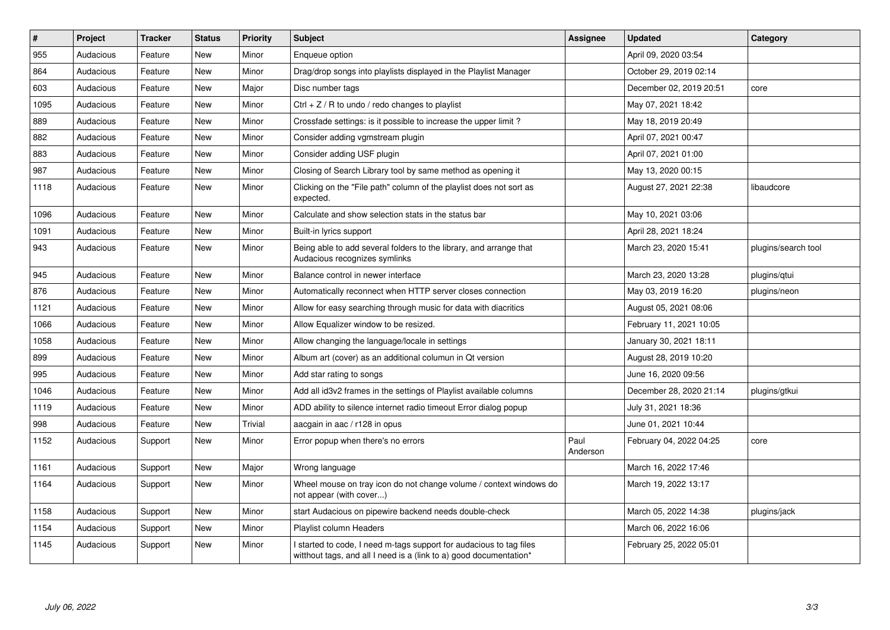| # | Project | Tracker | Status | Priority | Subject | Assignee | Updated | Category |
|---|---|---|---|---|---|---|---|---|
| 955 | Audacious | Feature | New | Minor | Enqueue option | | April 09, 2020 03:54 | |
| 864 | Audacious | Feature | New | Minor | Drag/drop songs into playlists displayed in the Playlist Manager | | October 29, 2019 02:14 | |
| 603 | Audacious | Feature | New | Major | Disc number tags | | December 02, 2019 20:51 | core |
| 1095 | Audacious | Feature | New | Minor | Ctrl + Z / R to undo / redo changes to playlist | | May 07, 2021 18:42 | |
| 889 | Audacious | Feature | New | Minor | Crossfade settings: is it possible to increase the upper limit ? | | May 18, 2019 20:49 | |
| 882 | Audacious | Feature | New | Minor | Consider adding vgmstream plugin | | April 07, 2021 00:47 | |
| 883 | Audacious | Feature | New | Minor | Consider adding USF plugin | | April 07, 2021 01:00 | |
| 987 | Audacious | Feature | New | Minor | Closing of Search Library tool by same method as opening it | | May 13, 2020 00:15 | |
| 1118 | Audacious | Feature | New | Minor | Clicking on the "File path" column of the playlist does not sort as expected. | | August 27, 2021 22:38 | libaudcore |
| 1096 | Audacious | Feature | New | Minor | Calculate and show selection stats in the status bar | | May 10, 2021 03:06 | |
| 1091 | Audacious | Feature | New | Minor | Built-in lyrics support | | April 28, 2021 18:24 | |
| 943 | Audacious | Feature | New | Minor | Being able to add several folders to the library, and arrange that Audacious recognizes symlinks | | March 23, 2020 15:41 | plugins/search tool |
| 945 | Audacious | Feature | New | Minor | Balance control in newer interface | | March 23, 2020 13:28 | plugins/qtui |
| 876 | Audacious | Feature | New | Minor | Automatically reconnect when HTTP server closes connection | | May 03, 2019 16:20 | plugins/neon |
| 1121 | Audacious | Feature | New | Minor | Allow for easy searching through music for data with diacritics | | August 05, 2021 08:06 | |
| 1066 | Audacious | Feature | New | Minor | Allow Equalizer window to be resized. | | February 11, 2021 10:05 | |
| 1058 | Audacious | Feature | New | Minor | Allow changing the language/locale in settings | | January 30, 2021 18:11 | |
| 899 | Audacious | Feature | New | Minor | Album art (cover) as an additional columun in Qt version | | August 28, 2019 10:20 | |
| 995 | Audacious | Feature | New | Minor | Add star rating to songs | | June 16, 2020 09:56 | |
| 1046 | Audacious | Feature | New | Minor | Add all id3v2 frames in the settings of Playlist available columns | | December 28, 2020 21:14 | plugins/gtkui |
| 1119 | Audacious | Feature | New | Minor | ADD ability to silence internet radio timeout Error dialog popup | | July 31, 2021 18:36 | |
| 998 | Audacious | Feature | New | Trivial | aacgain in aac / r128 in opus | | June 01, 2021 10:44 | |
| 1152 | Audacious | Support | New | Minor | Error popup when there's no errors | Paul Anderson | February 04, 2022 04:25 | core |
| 1161 | Audacious | Support | New | Major | Wrong language | | March 16, 2022 17:46 | |
| 1164 | Audacious | Support | New | Minor | Wheel mouse on tray icon do not change volume / context windows do not appear (with cover...) | | March 19, 2022 13:17 | |
| 1158 | Audacious | Support | New | Minor | start Audacious on pipewire backend needs double-check | | March 05, 2022 14:38 | plugins/jack |
| 1154 | Audacious | Support | New | Minor | Playlist column Headers | | March 06, 2022 16:06 | |
| 1145 | Audacious | Support | New | Minor | I started to code, I need m-tags support for audacious to tag files witthout tags, and all I need is a (link to a) good documentation* | | February 25, 2022 05:01 | |